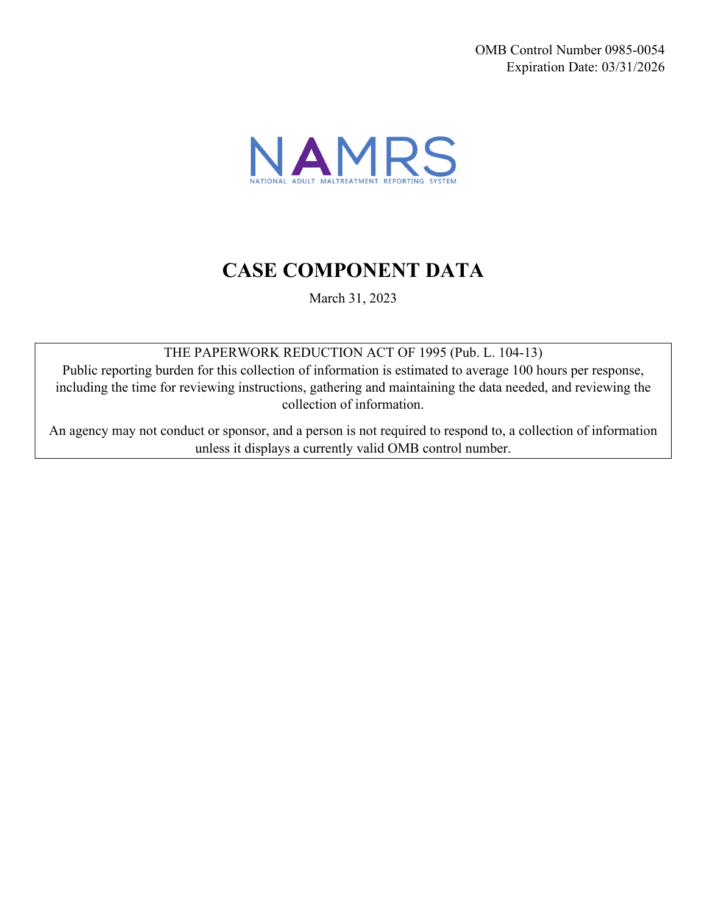OMB Control Number 0985-0054
Expiration Date: 03/31/2026

NAMRS
NATIONAL ADULT MALTREATMENT REPORTING SYSTEM

# CASE COMPONENT DATA

March 31, 2023

THE PAPERWORK REDUCTION ACT OF 1995 (Pub. L. 104-13)

Public reporting burden for this collection of information is estimated to average 100 hours per response, including the time for reviewing instructions, gathering and maintaining the data needed, and reviewing the collection of information.

An agency may not conduct or sponsor, and a person is not required to respond to, a collection of information unless it displays a currently valid OMB control number.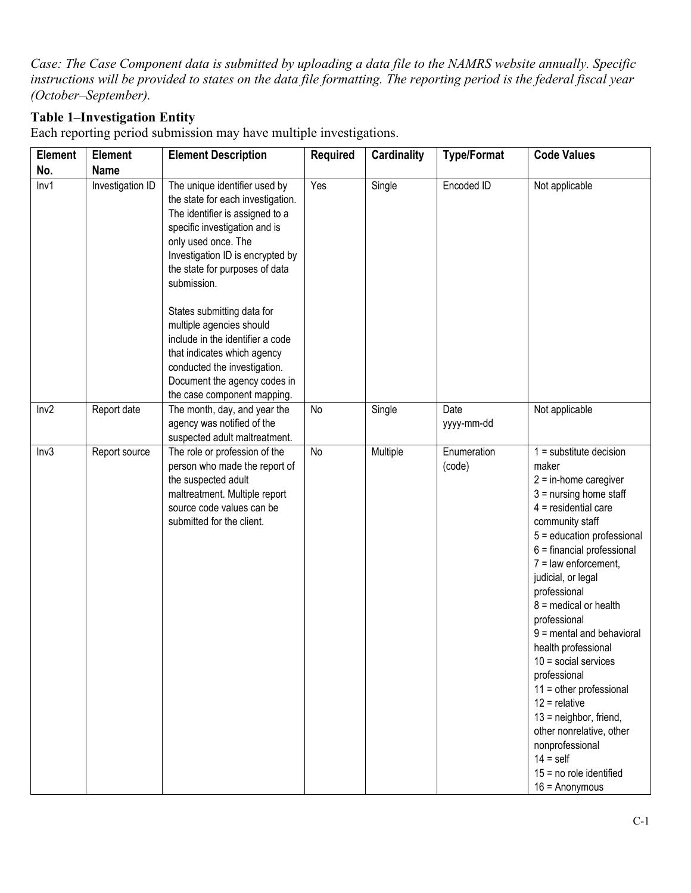*Case: The Case Component data is submitted by uploading a data file to the NAMRS website annually. Specific instructions will be provided to states on the data file formatting. The reporting period is the federal fiscal year (October–September).*

### Table 1–Investigation Entity

Each reporting period submission may have multiple investigations.

| Element No. | Element Name | Element Description | Required | Cardinality | Type/Format | Code Values |
|---|---|---|---|---|---|---|
| Inv1 | Investigation ID | The unique identifier used by the state for each investigation. The identifier is assigned to a specific investigation and is only used once. The Investigation ID is encrypted by the state for purposes of data submission.<br><br>States submitting data for multiple agencies should include in the identifier a code that indicates which agency conducted the investigation. Document the agency codes in the case component mapping. | Yes | Single | Encoded ID | Not applicable |
| Inv2 | Report date | The month, day, and year the agency was notified of the suspected adult maltreatment. | No | Single | Date yyyy-mm-dd | Not applicable |
| Inv3 | Report source | The role or profession of the person who made the report of the suspected adult maltreatment. Multiple report source code values can be submitted for the client. | No | Multiple | Enumeration (code) | 1 = substitute decision maker<br>2 = in-home caregiver<br>3 = nursing home staff<br>4 = residential care community staff<br>5 = education professional<br>6 = financial professional<br>7 = law enforcement, judicial, or legal professional<br>8 = medical or health professional<br>9 = mental and behavioral health professional<br>10 = social services professional<br>11 = other professional<br>12 = relative<br>13 = neighbor, friend, other nonrelative, other nonprofessional<br>14 = self<br>15 = no role identified<br>16 = Anonymous |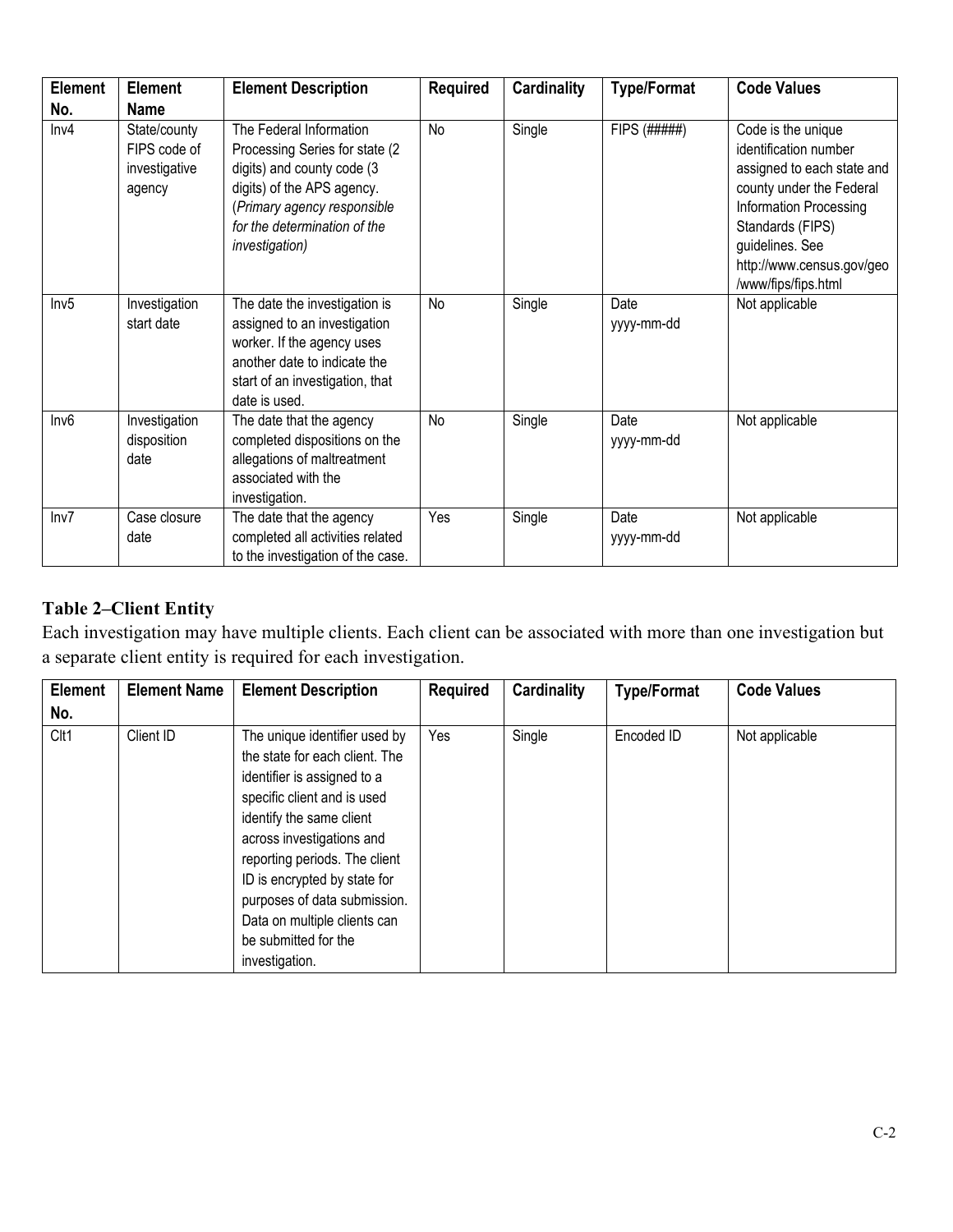| Element No. | Element Name | Element Description | Required | Cardinality | Type/Format | Code Values |
|---|---|---|---|---|---|---|
| Inv4 | State/county FIPS code of investigative agency | The Federal Information Processing Series for state (2 digits) and county code (3 digits) of the APS agency. (*Primary agency responsible for the determination of the investigation)* | No | Single | FIPS (#####) | Code is the unique identification number assigned to each state and county under the Federal Information Processing Standards (FIPS) guidelines. See http://www.census.gov/geo/www/fips/fips.html |
| Inv5 | Investigation start date | The date the investigation is assigned to an investigation worker. If the agency uses another date to indicate the start of an investigation, that date is used. | No | Single | Date yyyy-mm-dd | Not applicable |
| Inv6 | Investigation disposition date | The date that the agency completed dispositions on the allegations of maltreatment associated with the investigation. | No | Single | Date yyyy-mm-dd | Not applicable |
| Inv7 | Case closure date | The date that the agency completed all activities related to the investigation of the case. | Yes | Single | Date yyyy-mm-dd | Not applicable |

**Table 2–Client Entity**

Each investigation may have multiple clients. Each client can be associated with more than one investigation but a separate client entity is required for each investigation.

| Element No. | Element Name | Element Description | Required | Cardinality | Type/Format | Code Values |
|---|---|---|---|---|---|---|
| Clt1 | Client ID | The unique identifier used by the state for each client. The identifier is assigned to a specific client and is used identify the same client across investigations and reporting periods. The client ID is encrypted by state for purposes of data submission. Data on multiple clients can be submitted for the investigation. | Yes | Single | Encoded ID | Not applicable |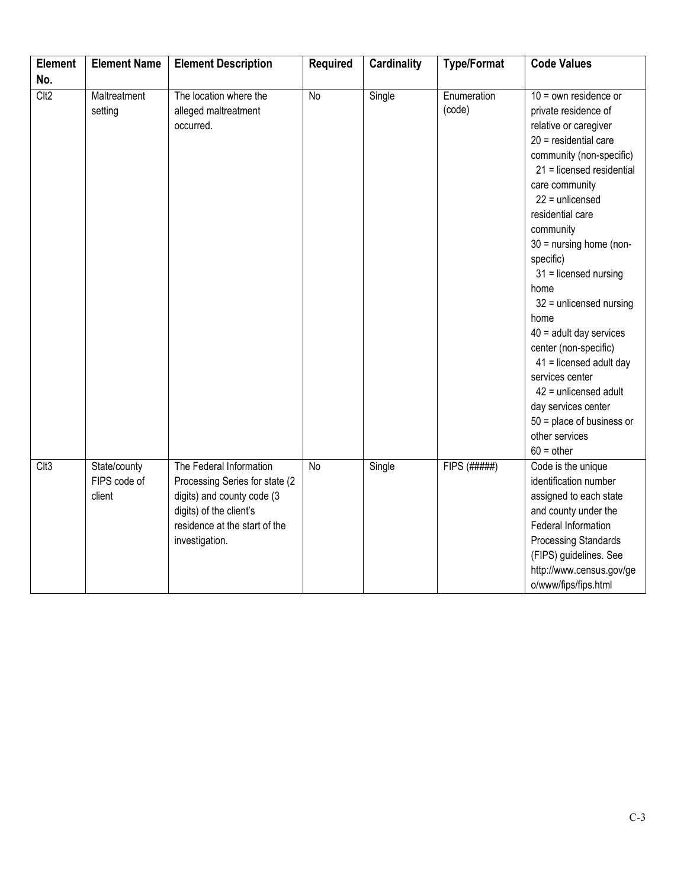| Element No. | Element Name | Element Description | Required | Cardinality | Type/Format | Code Values |
|---|---|---|---|---|---|---|
| Clt2 | Maltreatment setting | The location where the alleged maltreatment occurred. | No | Single | Enumeration (code) | 10 = own residence or private residence of relative or caregiver<br>20 = residential care community (non-specific)<br>21 = licensed residential care community<br>22 = unlicensed residential care community<br>30 = nursing home (non-specific)<br>31 = licensed nursing home<br>32 = unlicensed nursing home<br>40 = adult day services center (non-specific)<br>41 = licensed adult day services center<br>42 = unlicensed adult day services center<br>50 = place of business or other services<br>60 = other |
| Clt3 | State/county FIPS code of client | The Federal Information Processing Series for state (2 digits) and county code (3 digits) of the client's residence at the start of the investigation. | No | Single | FIPS (#####) | Code is the unique identification number assigned to each state and county under the Federal Information Processing Standards (FIPS) guidelines. See http://www.census.gov/geo/www/fips/fips.html |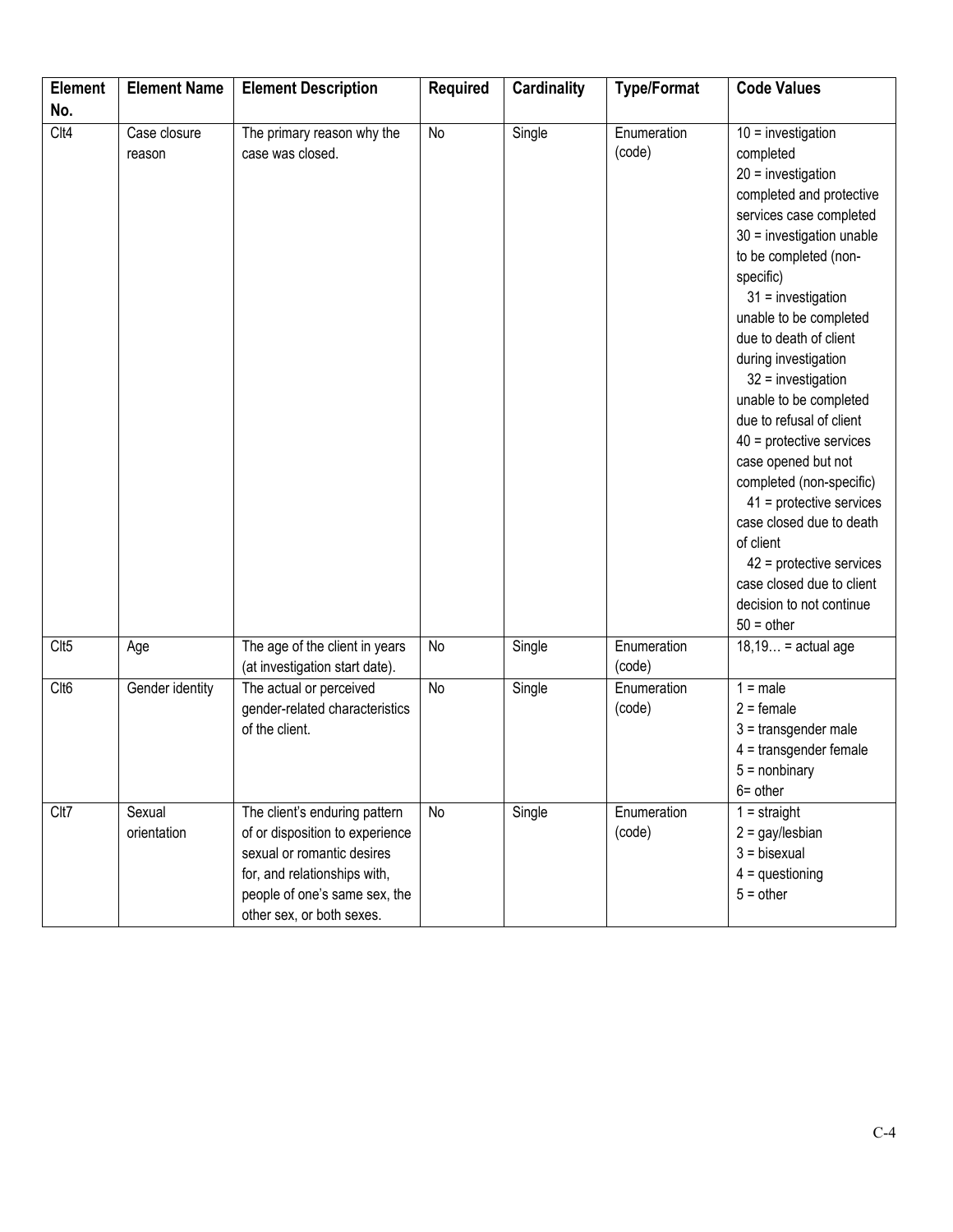| Element No. | Element Name | Element Description | Required | Cardinality | Type/Format | Code Values |
|---|---|---|---|---|---|---|
| Clt4 | Case closure reason | The primary reason why the case was closed. | No | Single | Enumeration (code) | 10 = investigation completed<br>20 = investigation completed and protective services case completed<br>30 = investigation unable to be completed (non-specific)<br>  31 = investigation unable to be completed due to death of client during investigation<br>  32 = investigation unable to be completed due to refusal of client<br>40 = protective services case opened but not completed (non-specific)<br>  41 = protective services case closed due to death of client<br>  42 = protective services case closed due to client decision to not continue<br>50 = other |
| Clt5 | Age | The age of the client in years (at investigation start date). | No | Single | Enumeration (code) | 18,19… = actual age |
| Clt6 | Gender identity | The actual or perceived gender-related characteristics of the client. | No | Single | Enumeration (code) | 1 = male<br>2 = female<br>3 = transgender male<br>4 = transgender female<br>5 = nonbinary<br>6= other |
| Clt7 | Sexual orientation | The client's enduring pattern of or disposition to experience sexual or romantic desires for, and relationships with, people of one's same sex, the other sex, or both sexes. | No | Single | Enumeration (code) | 1 = straight<br>2 = gay/lesbian<br>3 = bisexual<br>4 = questioning<br>5 = other |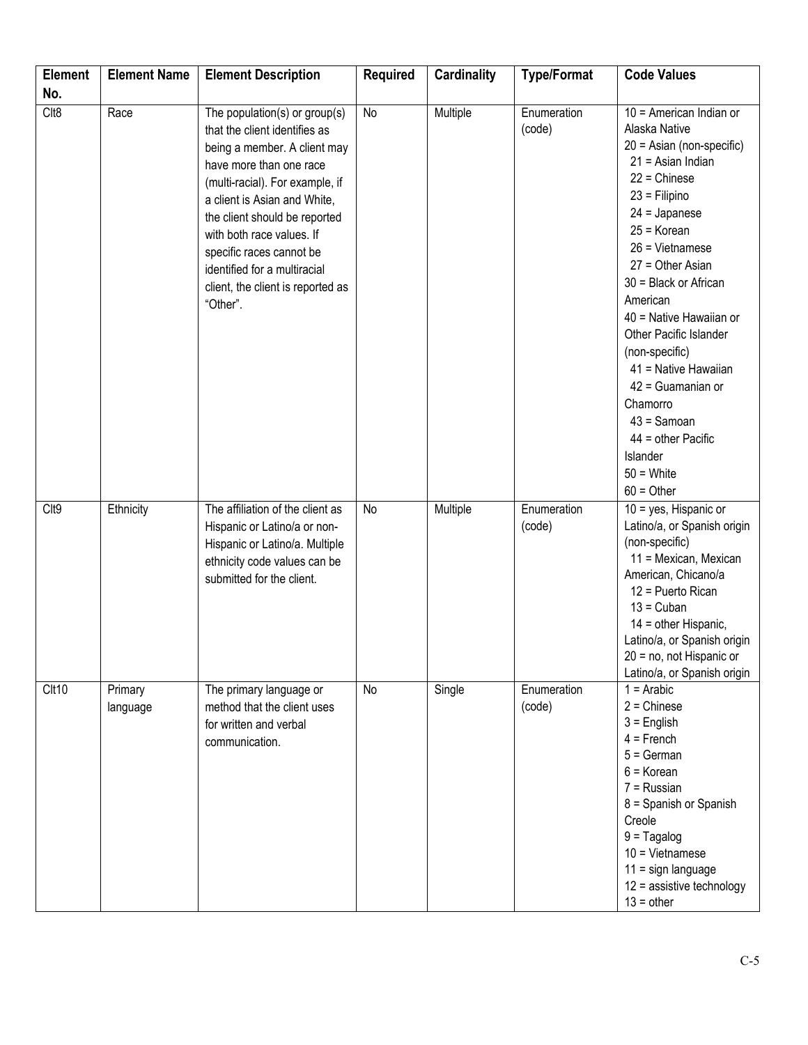| Element No. | Element Name | Element Description | Required | Cardinality | Type/Format | Code Values |
|---|---|---|---|---|---|---|
| Clt8 | Race | The population(s) or group(s) that the client identifies as being a member. A client may have more than one race (multi-racial). For example, if a client is Asian and White, the client should be reported with both race values. If specific races cannot be identified for a multiracial client, the client is reported as "Other". | No | Multiple | Enumeration (code) | 10 = American Indian or Alaska Native<br>20 = Asian (non-specific)<br>21 = Asian Indian<br>22 = Chinese<br>23 = Filipino<br>24 = Japanese<br>25 = Korean<br>26 = Vietnamese<br>27 = Other Asian<br>30 = Black or African American<br>40 = Native Hawaiian or Other Pacific Islander (non-specific)<br>41 = Native Hawaiian<br>42 = Guamanian or Chamorro<br>43 = Samoan<br>44 = other Pacific Islander<br>50 = White<br>60 = Other |
| Clt9 | Ethnicity | The affiliation of the client as Hispanic or Latino/a or non-Hispanic or Latino/a. Multiple ethnicity code values can be submitted for the client. | No | Multiple | Enumeration (code) | 10 = yes, Hispanic or Latino/a, or Spanish origin (non-specific)<br>11 = Mexican, Mexican American, Chicano/a<br>12 = Puerto Rican<br>13 = Cuban<br>14 = other Hispanic, Latino/a, or Spanish origin<br>20 = no, not Hispanic or Latino/a, or Spanish origin |
| Clt10 | Primary language | The primary language or method that the client uses for written and verbal communication. | No | Single | Enumeration (code) | 1 = Arabic<br>2 = Chinese<br>3 = English<br>4 = French<br>5 = German<br>6 = Korean<br>7 = Russian<br>8 = Spanish or Spanish Creole<br>9 = Tagalog<br>10 = Vietnamese<br>11 = sign language<br>12 = assistive technology<br>13 = other |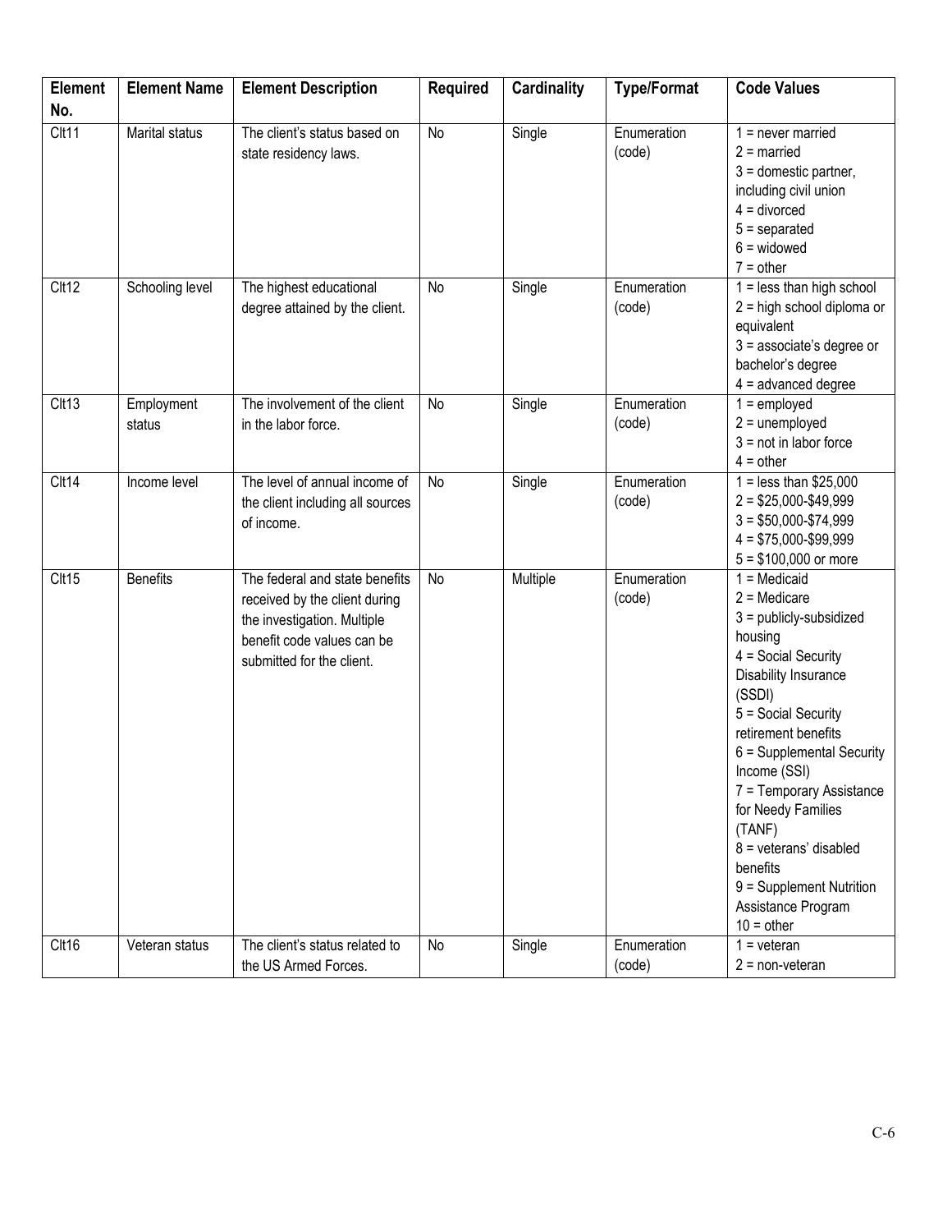| Element No. | Element Name | Element Description | Required | Cardinality | Type/Format | Code Values |
|---|---|---|---|---|---|---|
| Clt11 | Marital status | The client's status based on state residency laws. | No | Single | Enumeration (code) | 1 = never married<br>2 = married<br>3 = domestic partner, including civil union<br>4 = divorced<br>5 = separated<br>6 = widowed<br>7 = other |
| Clt12 | Schooling level | The highest educational degree attained by the client. | No | Single | Enumeration (code) | 1 = less than high school<br>2 = high school diploma or equivalent<br>3 = associate's degree or bachelor's degree<br>4 = advanced degree |
| Clt13 | Employment status | The involvement of the client in the labor force. | No | Single | Enumeration (code) | 1 = employed<br>2 = unemployed<br>3 = not in labor force<br>4 = other |
| Clt14 | Income level | The level of annual income of the client including all sources of income. | No | Single | Enumeration (code) | 1 = less than $25,000<br>2 = $25,000-$49,999<br>3 = $50,000-$74,999<br>4 = $75,000-$99,999<br>5 = $100,000 or more |
| Clt15 | Benefits | The federal and state benefits received by the client during the investigation. Multiple benefit code values can be submitted for the client. | No | Multiple | Enumeration (code) | 1 = Medicaid<br>2 = Medicare<br>3 = publicly-subsidized housing<br>4 = Social Security Disability Insurance (SSDI)<br>5 = Social Security retirement benefits<br>6 = Supplemental Security Income (SSI)<br>7 = Temporary Assistance for Needy Families (TANF)<br>8 = veterans' disabled benefits<br>9 = Supplement Nutrition Assistance Program<br>10 = other |
| Clt16 | Veteran status | The client's status related to the US Armed Forces. | No | Single | Enumeration (code) | 1 = veteran<br>2 = non-veteran |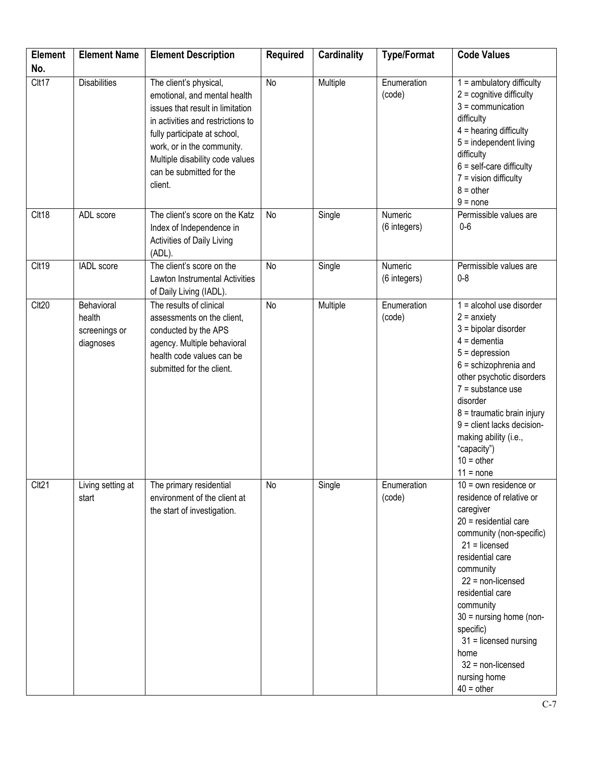| Element No. | Element Name | Element Description | Required | Cardinality | Type/Format | Code Values |
|---|---|---|---|---|---|---|
| Clt17 | Disabilities | The client's physical, emotional, and mental health issues that result in limitation in activities and restrictions to fully participate at school, work, or in the community. Multiple disability code values can be submitted for the client. | No | Multiple | Enumeration (code) | 1 = ambulatory difficulty<br>2 = cognitive difficulty<br>3 = communication difficulty<br>4 = hearing difficulty<br>5 = independent living difficulty<br>6 = self-care difficulty<br>7 = vision difficulty<br>8 = other<br>9 = none |
| Clt18 | ADL score | The client's score on the Katz Index of Independence in Activities of Daily Living (ADL). | No | Single | Numeric (6 integers) | Permissible values are 0-6 |
| Clt19 | IADL score | The client's score on the Lawton Instrumental Activities of Daily Living (IADL). | No | Single | Numeric (6 integers) | Permissible values are 0-8 |
| Clt20 | Behavioral health screenings or diagnoses | The results of clinical assessments on the client, conducted by the APS agency. Multiple behavioral health code values can be submitted for the client. | No | Multiple | Enumeration (code) | 1 = alcohol use disorder<br>2 = anxiety<br>3 = bipolar disorder<br>4 = dementia<br>5 = depression<br>6 = schizophrenia and other psychotic disorders<br>7 = substance use disorder<br>8 = traumatic brain injury<br>9 = client lacks decision-making ability (i.e., "capacity")<br>10 = other<br>11 = none |
| Clt21 | Living setting at start | The primary residential environment of the client at the start of investigation. | No | Single | Enumeration (code) | 10 = own residence or residence of relative or caregiver<br>20 = residential care community (non-specific)<br>21 = licensed residential care community<br>22 = non-licensed residential care community<br>30 = nursing home (non-specific)<br>31 = licensed nursing home<br>32 = non-licensed nursing home<br>40 = other |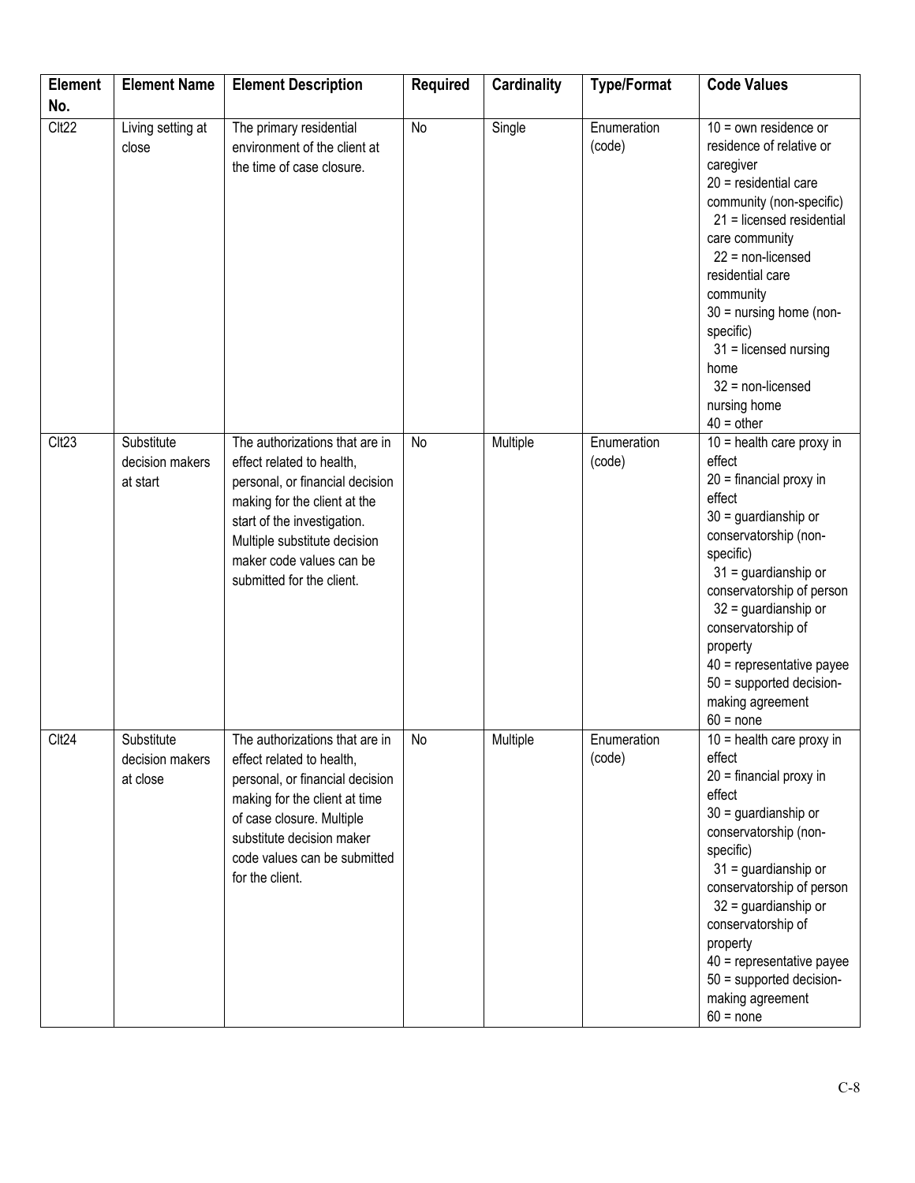| Element No. | Element Name | Element Description | Required | Cardinality | Type/Format | Code Values |
|---|---|---|---|---|---|---|
| Clt22 | Living setting at close | The primary residential environment of the client at the time of case closure. | No | Single | Enumeration (code) | 10 = own residence or residence of relative or caregiver<br>20 = residential care community (non-specific)<br>21 = licensed residential care community<br>22 = non-licensed residential care community<br>30 = nursing home (non-specific)<br>31 = licensed nursing home<br>32 = non-licensed nursing home<br>40 = other |
| Clt23 | Substitute decision makers at start | The authorizations that are in effect related to health, personal, or financial decision making for the client at the start of the investigation. Multiple substitute decision maker code values can be submitted for the client. | No | Multiple | Enumeration (code) | 10 = health care proxy in effect<br>20 = financial proxy in effect<br>30 = guardianship or conservatorship (non-specific)<br>31 = guardianship or conservatorship of person<br>32 = guardianship or conservatorship of property<br>40 = representative payee<br>50 = supported decision-making agreement<br>60 = none |
| Clt24 | Substitute decision makers at close | The authorizations that are in effect related to health, personal, or financial decision making for the client at time of case closure. Multiple substitute decision maker code values can be submitted for the client. | No | Multiple | Enumeration (code) | 10 = health care proxy in effect<br>20 = financial proxy in effect<br>30 = guardianship or conservatorship (non-specific)<br>31 = guardianship or conservatorship of person<br>32 = guardianship or conservatorship of property<br>40 = representative payee<br>50 = supported decision-making agreement<br>60 = none |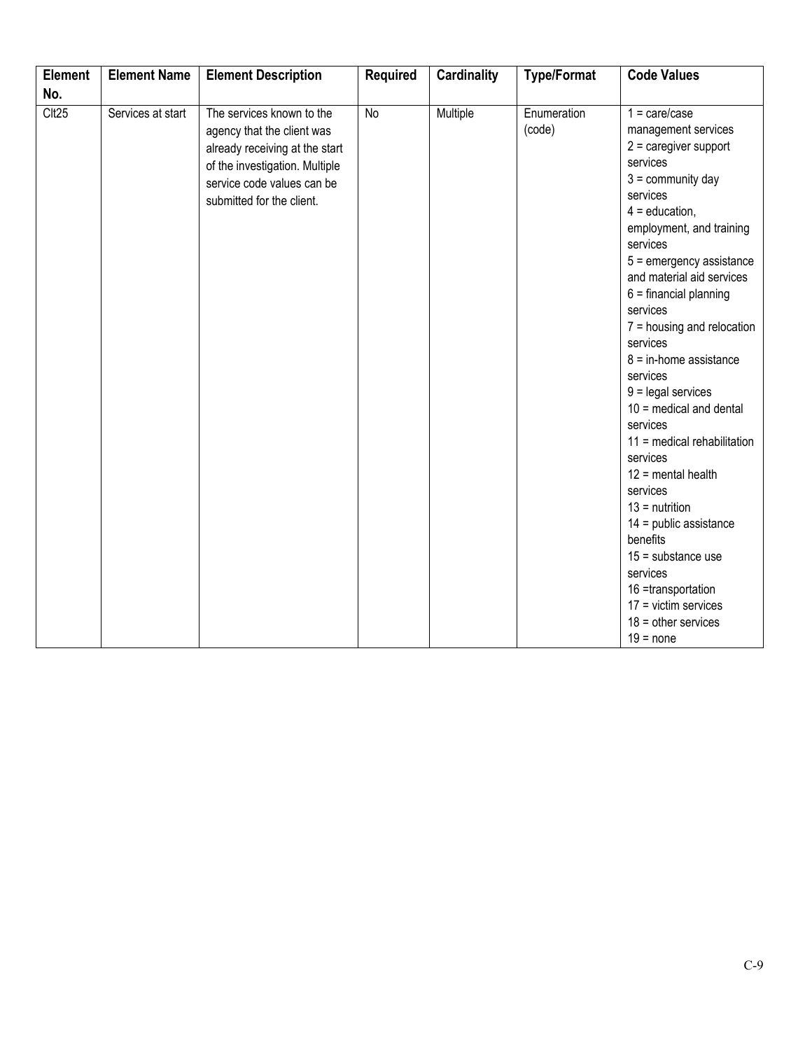| Element No. | Element Name | Element Description | Required | Cardinality | Type/Format | Code Values |
|---|---|---|---|---|---|---|
| Clt25 | Services at start | The services known to the agency that the client was already receiving at the start of the investigation. Multiple service code values can be submitted for the client. | No | Multiple | Enumeration (code) | 1 = care/case management services<br>2 = caregiver support services<br>3 = community day services<br>4 = education, employment, and training services<br>5 = emergency assistance and material aid services<br>6 = financial planning services<br>7 = housing and relocation services<br>8 = in-home assistance services<br>9 = legal services<br>10 = medical and dental services<br>11 = medical rehabilitation services<br>12 = mental health services<br>13 = nutrition<br>14 = public assistance benefits<br>15 = substance use services<br>16 =transportation<br>17 = victim services<br>18 = other services<br>19 = none |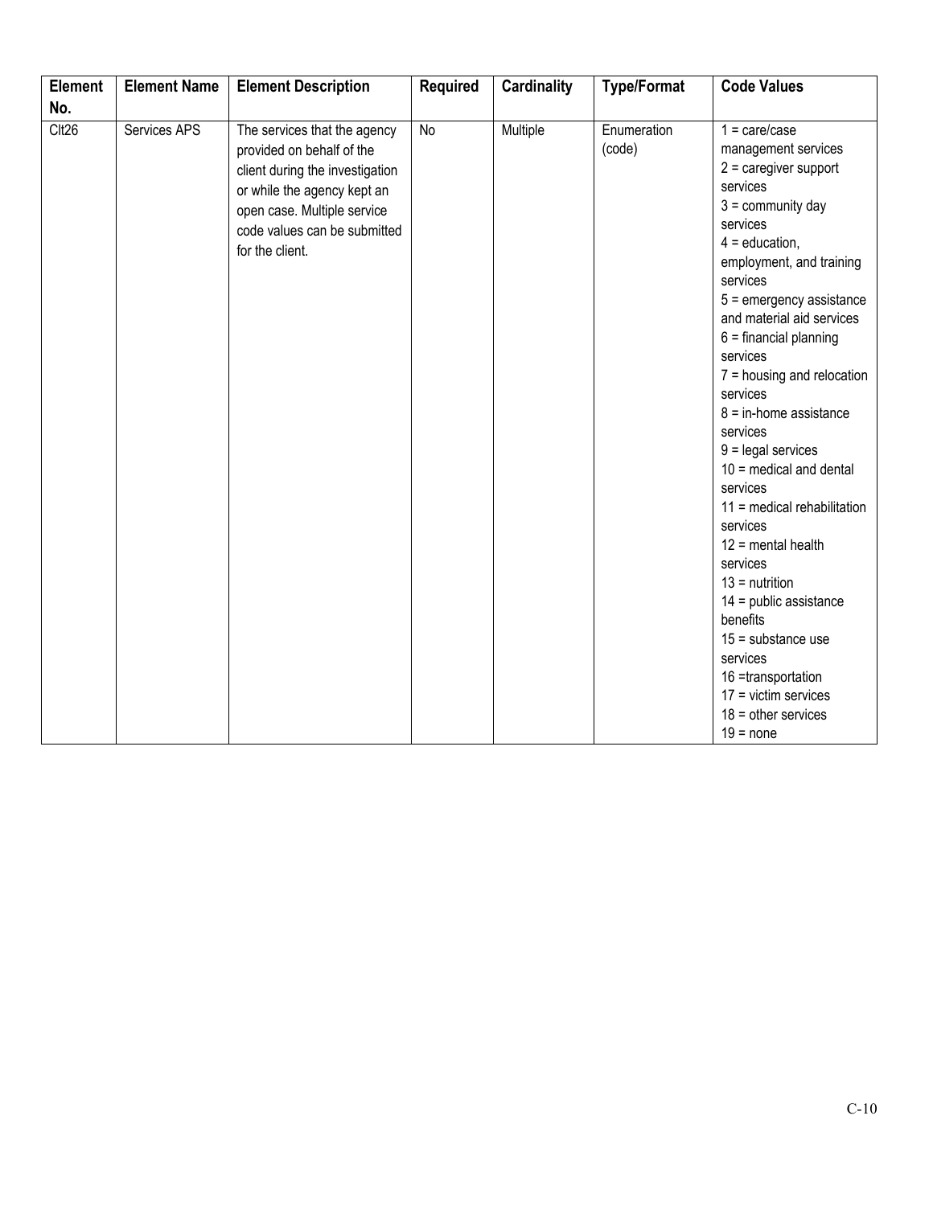| Element No. | Element Name | Element Description | Required | Cardinality | Type/Format | Code Values |
|---|---|---|---|---|---|---|
| Clt26 | Services APS | The services that the agency provided on behalf of the client during the investigation or while the agency kept an open case. Multiple service code values can be submitted for the client. | No | Multiple | Enumeration (code) | 1 = care/case management services<br>2 = caregiver support services<br>3 = community day services<br>4 = education, employment, and training services<br>5 = emergency assistance and material aid services<br>6 = financial planning services<br>7 = housing and relocation services<br>8 = in-home assistance services<br>9 = legal services<br>10 = medical and dental services<br>11 = medical rehabilitation services<br>12 = mental health services<br>13 = nutrition<br>14 = public assistance benefits<br>15 = substance use services<br>16 =transportation<br>17 = victim services<br>18 = other services<br>19 = none |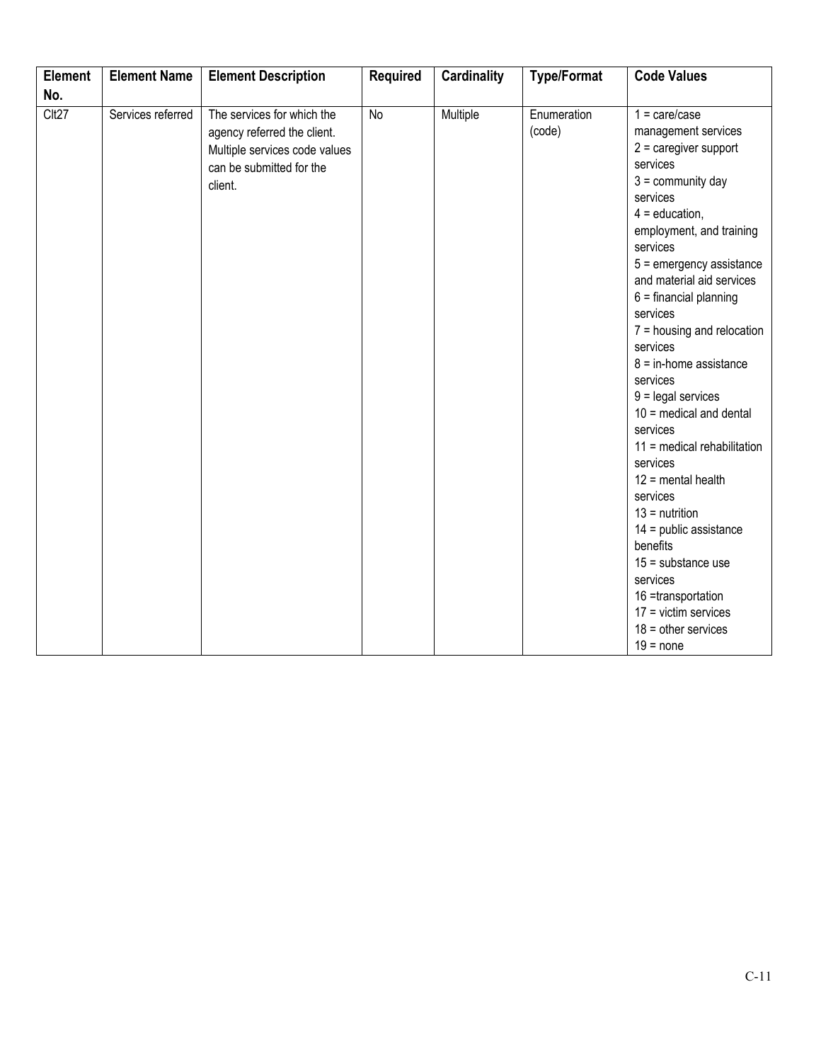| Element No. | Element Name | Element Description | Required | Cardinality | Type/Format | Code Values |
|---|---|---|---|---|---|---|
| Clt27 | Services referred | The services for which the agency referred the client. Multiple services code values can be submitted for the client. | No | Multiple | Enumeration (code) | 1 = care/case management services<br>2 = caregiver support services<br>3 = community day services<br>4 = education, employment, and training services<br>5 = emergency assistance and material aid services<br>6 = financial planning services<br>7 = housing and relocation services<br>8 = in-home assistance services<br>9 = legal services<br>10 = medical and dental services<br>11 = medical rehabilitation services<br>12 = mental health services<br>13 = nutrition<br>14 = public assistance benefits<br>15 = substance use services<br>16 =transportation<br>17 = victim services<br>18 = other services<br>19 = none |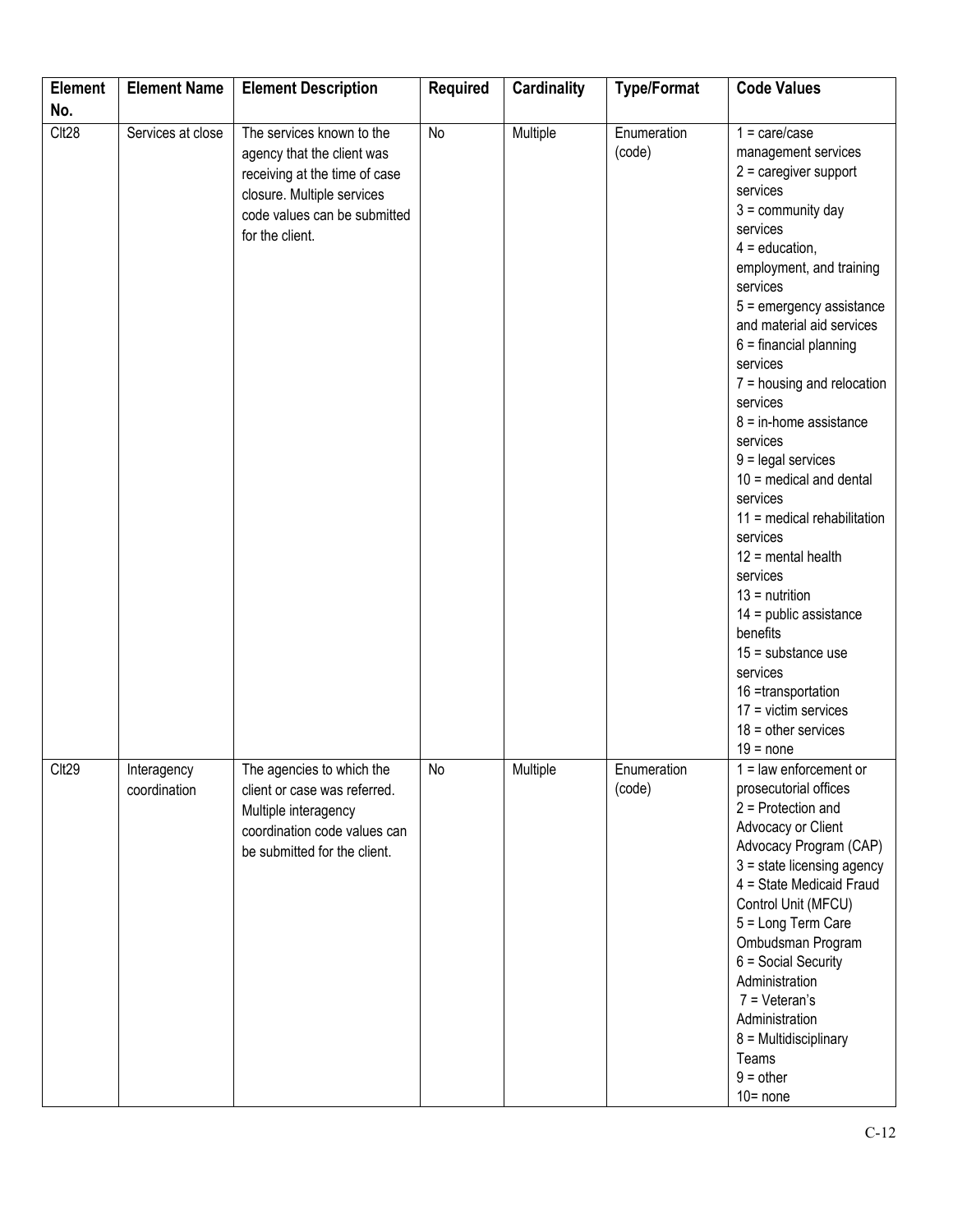| Element No. | Element Name | Element Description | Required | Cardinality | Type/Format | Code Values |
| --- | --- | --- | --- | --- | --- | --- |
| Clt28 | Services at close | The services known to the agency that the client was receiving at the time of case closure. Multiple services code values can be submitted for the client. | No | Multiple | Enumeration (code) | 1 = care/case management services<br>2 = caregiver support services<br>3 = community day services<br>4 = education, employment, and training services<br>5 = emergency assistance and material aid services<br>6 = financial planning services<br>7 = housing and relocation services<br>8 = in-home assistance services<br>9 = legal services<br>10 = medical and dental services<br>11 = medical rehabilitation services<br>12 = mental health services<br>13 = nutrition<br>14 = public assistance benefits<br>15 = substance use services<br>16 =transportation<br>17 = victim services<br>18 = other services<br>19 = none |
| Clt29 | Interagency coordination | The agencies to which the client or case was referred. Multiple interagency coordination code values can be submitted for the client. | No | Multiple | Enumeration (code) | 1 = law enforcement or prosecutorial offices<br>2 = Protection and Advocacy or Client Advocacy Program (CAP)<br>3 = state licensing agency<br>4 = State Medicaid Fraud Control Unit (MFCU)<br>5 = Long Term Care Ombudsman Program<br>6 = Social Security Administration<br>7 = Veteran's Administration<br>8 = Multidisciplinary Teams<br>9 = other<br>10= none |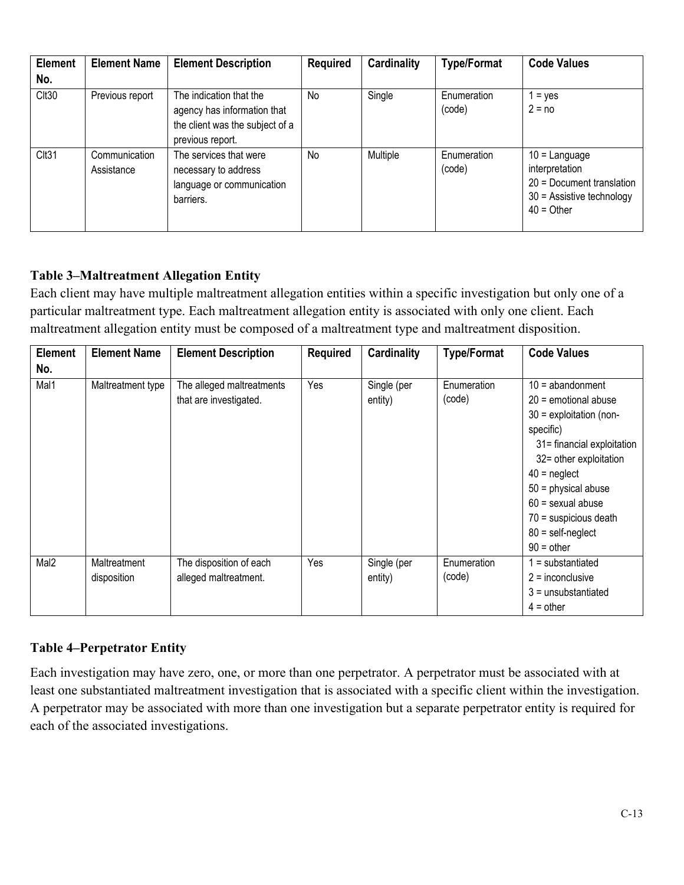| Element No. | Element Name | Element Description | Required | Cardinality | Type/Format | Code Values |
|---|---|---|---|---|---|---|
| Clt30 | Previous report | The indication that the agency has information that the client was the subject of a previous report. | No | Single | Enumeration (code) | 1 = yes<br>2 = no |
| Clt31 | Communication Assistance | The services that were necessary to address language or communication barriers. | No | Multiple | Enumeration (code) | 10 = Language interpretation<br>20 = Document translation<br>30 = Assistive technology<br>40 = Other |

### Table 3–Maltreatment Allegation Entity

Each client may have multiple maltreatment allegation entities within a specific investigation but only one of a particular maltreatment type. Each maltreatment allegation entity is associated with only one client. Each maltreatment allegation entity must be composed of a maltreatment type and maltreatment disposition.

| Element No. | Element Name | Element Description | Required | Cardinality | Type/Format | Code Values |
|---|---|---|---|---|---|---|
| Mal1 | Maltreatment type | The alleged maltreatments that are investigated. | Yes | Single (per entity) | Enumeration (code) | 10 = abandonment<br>20 = emotional abuse<br>30 = exploitation (non-specific)<br>31= financial exploitation<br>32= other exploitation<br>40 = neglect<br>50 = physical abuse<br>60 = sexual abuse<br>70 = suspicious death<br>80 = self-neglect<br>90 = other |
| Mal2 | Maltreatment disposition | The disposition of each alleged maltreatment. | Yes | Single (per entity) | Enumeration (code) | 1 = substantiated<br>2 = inconclusive<br>3 = unsubstantiated<br>4 = other |

### Table 4–Perpetrator Entity

Each investigation may have zero, one, or more than one perpetrator. A perpetrator must be associated with at least one substantiated maltreatment investigation that is associated with a specific client within the investigation. A perpetrator may be associated with more than one investigation but a separate perpetrator entity is required for each of the associated investigations.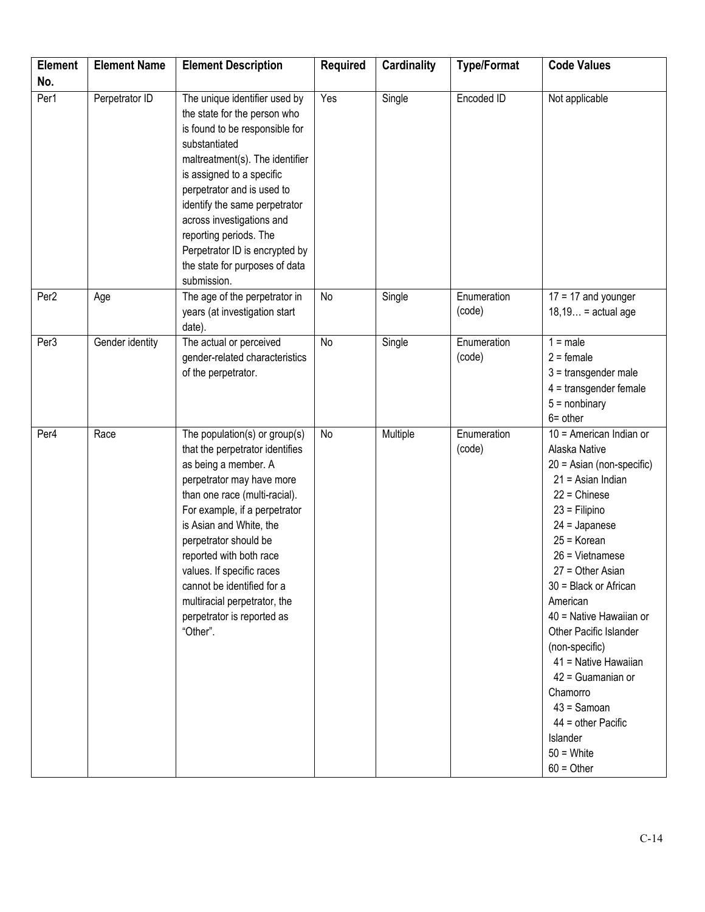| Element No. | Element Name | Element Description | Required | Cardinality | Type/Format | Code Values |
|---|---|---|---|---|---|---|
| Per1 | Perpetrator ID | The unique identifier used by the state for the person who is found to be responsible for substantiated maltreatment(s). The identifier is assigned to a specific perpetrator and is used to identify the same perpetrator across investigations and reporting periods. The Perpetrator ID is encrypted by the state for purposes of data submission. | Yes | Single | Encoded ID | Not applicable |
| Per2 | Age | The age of the perpetrator in years (at investigation start date). | No | Single | Enumeration (code) | 17 = 17 and younger<br>18,19… = actual age |
| Per3 | Gender identity | The actual or perceived gender-related characteristics of the perpetrator. | No | Single | Enumeration (code) | 1 = male<br>2 = female<br>3 = transgender male<br>4 = transgender female<br>5 = nonbinary<br>6= other |
| Per4 | Race | The population(s) or group(s) that the perpetrator identifies as being a member. A perpetrator may have more than one race (multi-racial). For example, if a perpetrator is Asian and White, the perpetrator should be reported with both race values. If specific races cannot be identified for a multiracial perpetrator, the perpetrator is reported as "Other". | No | Multiple | Enumeration (code) | 10 = American Indian or Alaska Native<br>20 = Asian (non-specific)<br>21 = Asian Indian<br>22 = Chinese<br>23 = Filipino<br>24 = Japanese<br>25 = Korean<br>26 = Vietnamese<br>27 = Other Asian<br>30 = Black or African American<br>40 = Native Hawaiian or Other Pacific Islander (non-specific)<br>41 = Native Hawaiian<br>42 = Guamanian or Chamorro<br>43 = Samoan<br>44 = other Pacific Islander<br>50 = White<br>60 = Other |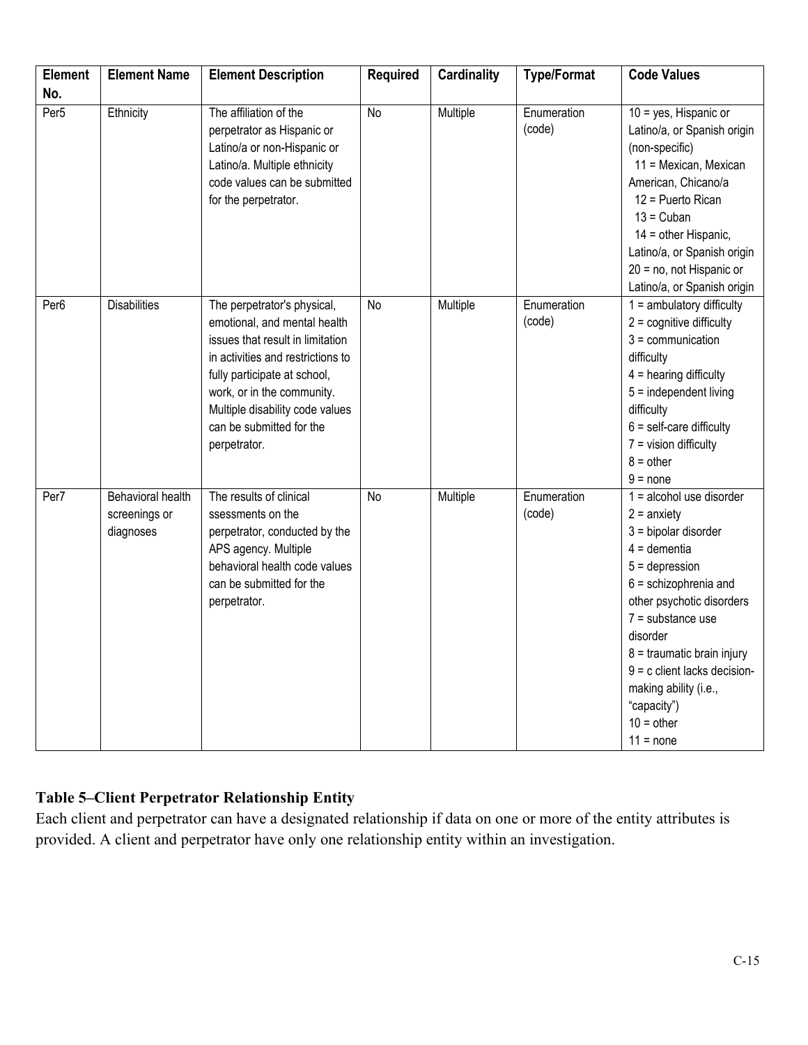| Element No. | Element Name | Element Description | Required | Cardinality | Type/Format | Code Values |
|---|---|---|---|---|---|---|
| Per5 | Ethnicity | The affiliation of the perpetrator as Hispanic or Latino/a or non-Hispanic or Latino/a. Multiple ethnicity code values can be submitted for the perpetrator. | No | Multiple | Enumeration (code) | 10 = yes, Hispanic or Latino/a, or Spanish origin (non-specific)<br>11 = Mexican, Mexican American, Chicano/a<br>12 = Puerto Rican<br>13 = Cuban<br>14 = other Hispanic, Latino/a, or Spanish origin<br>20 = no, not Hispanic or Latino/a, or Spanish origin |
| Per6 | Disabilities | The perpetrator's physical, emotional, and mental health issues that result in limitation in activities and restrictions to fully participate at school, work, or in the community. Multiple disability code values can be submitted for the perpetrator. | No | Multiple | Enumeration (code) | 1 = ambulatory difficulty<br>2 = cognitive difficulty<br>3 = communication difficulty<br>4 = hearing difficulty<br>5 = independent living difficulty<br>6 = self-care difficulty<br>7 = vision difficulty<br>8 = other<br>9 = none |
| Per7 | Behavioral health screenings or diagnoses | The results of clinical ssessments on the perpetrator, conducted by the APS agency. Multiple behavioral health code values can be submitted for the perpetrator. | No | Multiple | Enumeration (code) | 1 = alcohol use disorder<br>2 = anxiety<br>3 = bipolar disorder<br>4 = dementia<br>5 = depression<br>6 = schizophrenia and other psychotic disorders<br>7 = substance use disorder<br>8 = traumatic brain injury<br>9 = c client lacks decision-making ability (i.e., "capacity")<br>10 = other<br>11 = none |

**Table 5–Client Perpetrator Relationship Entity**

Each client and perpetrator can have a designated relationship if data on one or more of the entity attributes is provided. A client and perpetrator have only one relationship entity within an investigation.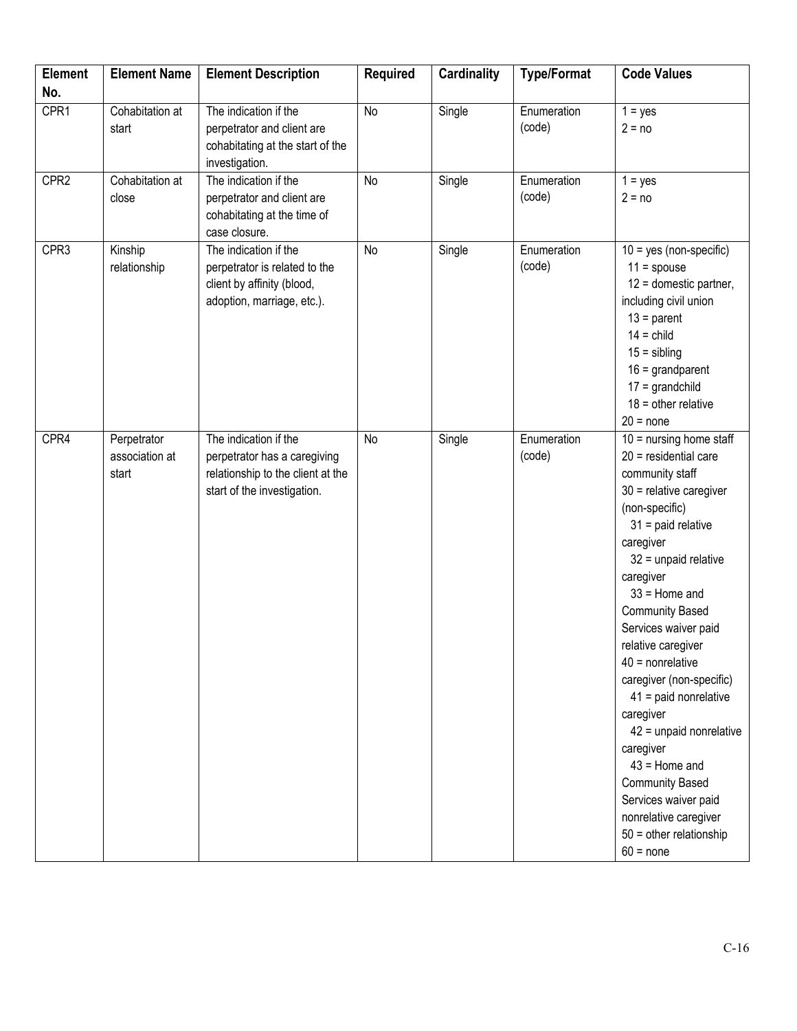| Element No. | Element Name | Element Description | Required | Cardinality | Type/Format | Code Values |
|---|---|---|---|---|---|---|
| CPR1 | Cohabitation at start | The indication if the perpetrator and client are cohabitating at the start of the investigation. | No | Single | Enumeration (code) | 1 = yes<br>2 = no |
| CPR2 | Cohabitation at close | The indication if the perpetrator and client are cohabitating at the time of case closure. | No | Single | Enumeration (code) | 1 = yes<br>2 = no |
| CPR3 | Kinship relationship | The indication if the perpetrator is related to the client by affinity (blood, adoption, marriage, etc.). | No | Single | Enumeration (code) | 10 = yes (non-specific)<br>11 = spouse<br>12 = domestic partner, including civil union<br>13 = parent<br>14 = child<br>15 = sibling<br>16 = grandparent<br>17 = grandchild<br>18 = other relative<br>20 = none |
| CPR4 | Perpetrator association at start | The indication if the perpetrator has a caregiving relationship to the client at the start of the investigation. | No | Single | Enumeration (code) | 10 = nursing home staff<br>20 = residential care community staff<br>30 = relative caregiver (non-specific)<br>31 = paid relative caregiver<br>32 = unpaid relative caregiver<br>33 = Home and Community Based Services waiver paid relative caregiver<br>40 = nonrelative caregiver (non-specific)<br>41 = paid nonrelative caregiver<br>42 = unpaid nonrelative caregiver<br>43 = Home and Community Based Services waiver paid nonrelative caregiver<br>50 = other relationship<br>60 = none |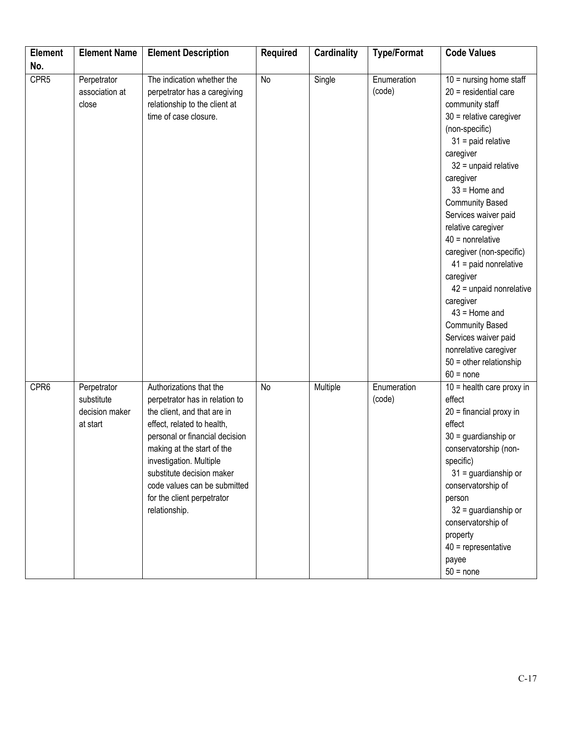| Element No. | Element Name | Element Description | Required | Cardinality | Type/Format | Code Values |
|---|---|---|---|---|---|---|
| CPR5 | Perpetrator association at close | The indication whether the perpetrator has a caregiving relationship to the client at time of case closure. | No | Single | Enumeration (code) | 10 = nursing home staff<br>20 = residential care community staff<br>30 = relative caregiver (non-specific)<br>31 = paid relative caregiver<br>32 = unpaid relative caregiver<br>33 = Home and Community Based Services waiver paid relative caregiver<br>40 = nonrelative caregiver (non-specific)<br>41 = paid nonrelative caregiver<br>42 = unpaid nonrelative caregiver<br>43 = Home and Community Based Services waiver paid nonrelative caregiver<br>50 = other relationship<br>60 = none |
| CPR6 | Perpetrator substitute decision maker at start | Authorizations that the perpetrator has in relation to the client, and that are in effect, related to health, personal or financial decision making at the start of the investigation. Multiple substitute decision maker code values can be submitted for the client perpetrator relationship. | No | Multiple | Enumeration (code) | 10 = health care proxy in effect<br>20 = financial proxy in effect<br>30 = guardianship or conservatorship (non-specific)<br>31 = guardianship or conservatorship of person<br>32 = guardianship or conservatorship of property<br>40 = representative payee<br>50 = none |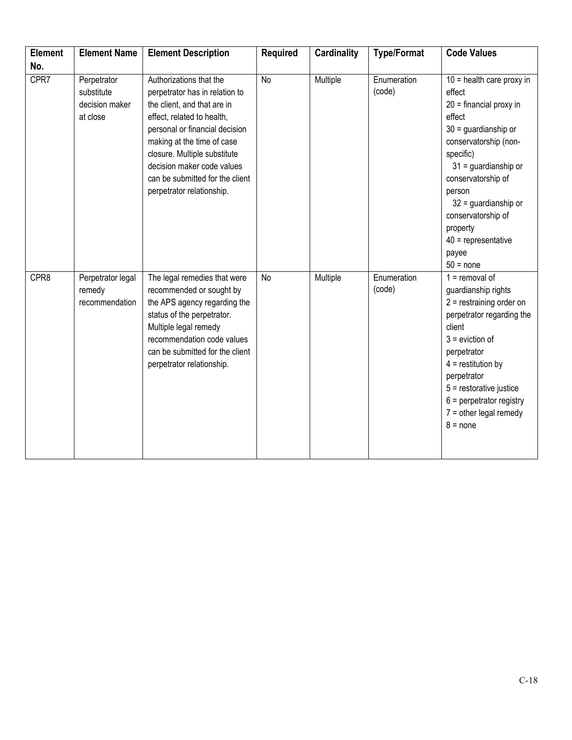| Element No. | Element Name | Element Description | Required | Cardinality | Type/Format | Code Values |
|---|---|---|---|---|---|---|
| CPR7 | Perpetrator substitute decision maker at close | Authorizations that the perpetrator has in relation to the client, and that are in effect, related to health, personal or financial decision making at the time of case closure. Multiple substitute decision maker code values can be submitted for the client perpetrator relationship. | No | Multiple | Enumeration (code) | 10 = health care proxy in effect<br>20 = financial proxy in effect<br>30 = guardianship or conservatorship (non-specific)<br>31 = guardianship or conservatorship of person<br>32 = guardianship or conservatorship of property<br>40 = representative payee<br>50 = none |
| CPR8 | Perpetrator legal remedy recommendation | The legal remedies that were recommended or sought by the APS agency regarding the status of the perpetrator. Multiple legal remedy recommendation code values can be submitted for the client perpetrator relationship. | No | Multiple | Enumeration (code) | 1 = removal of guardianship rights<br>2 = restraining order on perpetrator regarding the client<br>3 = eviction of perpetrator<br>4 = restitution by perpetrator<br>5 = restorative justice<br>6 = perpetrator registry<br>7 = other legal remedy<br>8 = none |